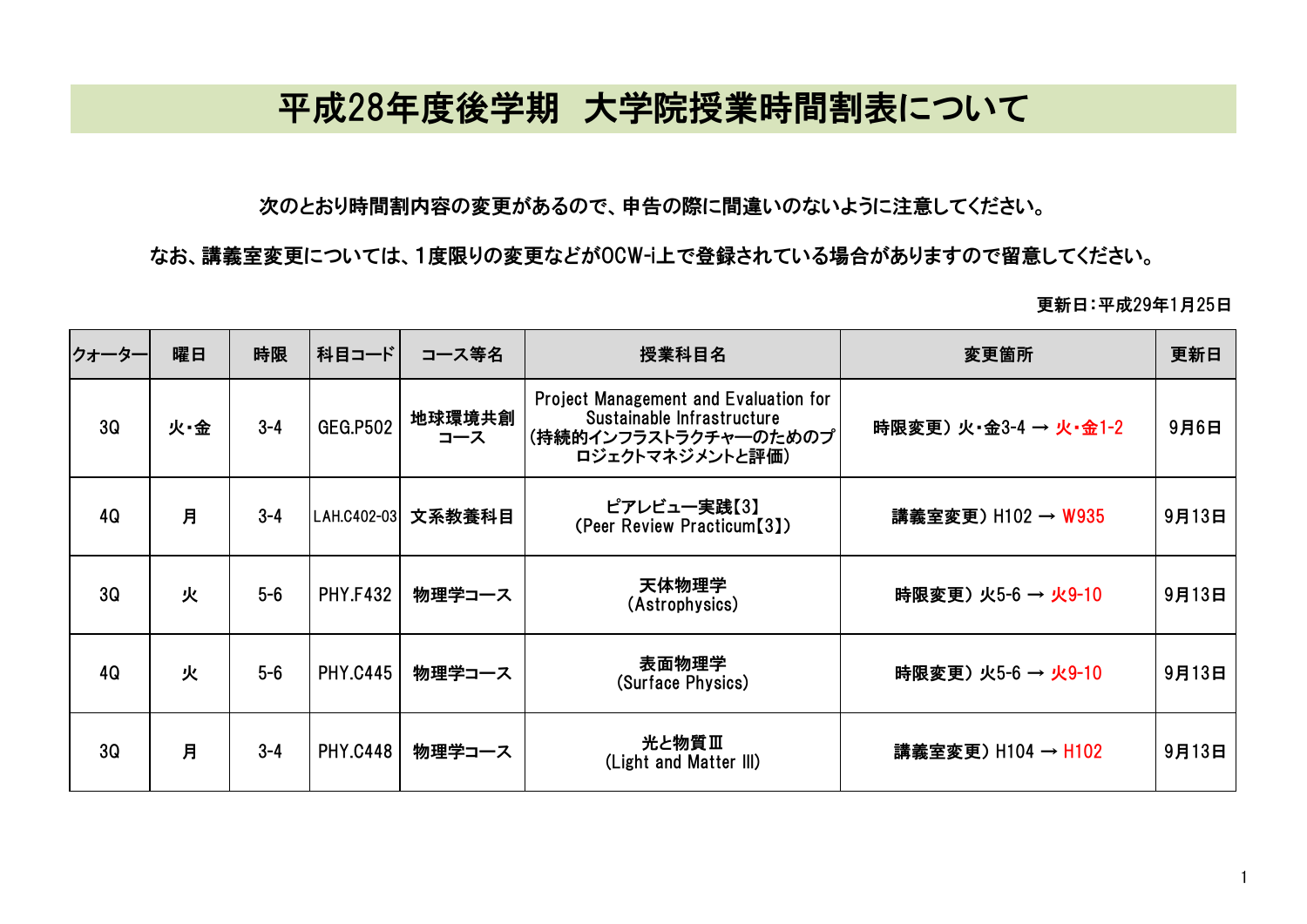# 平成28年度後学期　大学院授業時間割表について

次のとおり時間割内容の変更があるので、申告の際に間違いのないように注意してください。

なお、講義室変更については、1度限りの変更などがOCW-i上で登録されている場合がありますので留意してください。

更新日：平成29年1月25日

| クォーター | 曜日 | 時限 | 科目コード | コース等名 | 授業科目名 | 変更箇所 | 更新日 |
|---|---|---|---|---|---|---|---|
| 3Q | 火・金 | 3-4 | GEG.P502 | 地球環境共創コース | Project Management and Evaluation for Sustainable Infrastructure (持続的インフラストラクチャーのためのプロジェクトマネジメントと評価) | 時限変更）火・金3-4 → 火・金1-2 | 9月6日 |
| 4Q | 月 | 3-4 | LAH.C402-03 | 文系教養科目 | ピアレビュー実践【3】 (Peer Review Practicum【3】) | 講義室変更）H102 → W935 | 9月13日 |
| 3Q | 火 | 5-6 | PHY.F432 | 物理学コース | 天体物理学 (Astrophysics) | 時限変更）火5-6 → 火9-10 | 9月13日 |
| 4Q | 火 | 5-6 | PHY.C445 | 物理学コース | 表面物理学 (Surface Physics) | 時限変更）火5-6 → 火9-10 | 9月13日 |
| 3Q | 月 | 3-4 | PHY.C448 | 物理学コース | 光と物質Ⅲ (Light and Matter III) | 講義室変更）H104 → H102 | 9月13日 |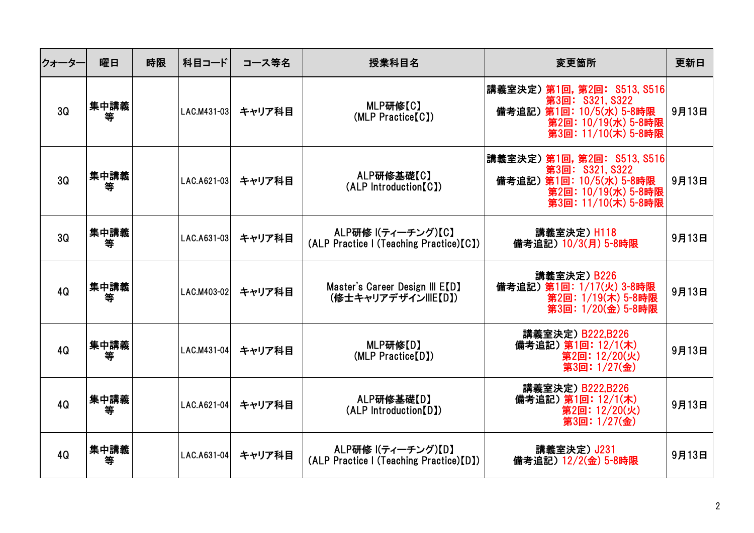| クォーター | 曜日 | 時限 | 科目コード | コース等名 | 授業科目名 | 変更箇所 | 更新日 |
|---|---|---|---|---|---|---|---|
| 3Q | 集中講義等 | | LAC.M431-03 | キャリア科目 | MLP研修【C】<br>(MLP Practice【C】) | 講義室決定）第1回，第2回： S513, S516<br>第3回： S321, S322<br>備考追記）第1回：10/5(水) 5-8時限<br>第2回：10/19(水) 5-8時限<br>第3回：11/10(木) 5-8時限 | 9月13日 |
| 3Q | 集中講義等 | | LAC.A621-03 | キャリア科目 | ALP研修基礎【C】<br>(ALP Introduction【C】) | 講義室決定）第1回，第2回： S513, S516<br>第3回： S321, S322<br>備考追記）第1回：10/5(水) 5-8時限<br>第2回：10/19(水) 5-8時限<br>第3回：11/10(木) 5-8時限 | 9月13日 |
| 3Q | 集中講義等 | | LAC.A631-03 | キャリア科目 | ALP研修 I(ティーチング)【C】<br>(ALP Practice I (Teaching Practice)【C】) | 講義室決定）H118<br>備考追記）10/3(月) 5-8時限 | 9月13日 |
| 4Q | 集中講義等 | | LAC.M403-02 | キャリア科目 | Master's Career Design III E【D】<br>(修士キャリアデザインIIIE【D】) | 講義室決定）B226<br>備考追記）第1回：1/17(火) 3-8時限<br>第2回：1/19(木) 5-8時限<br>第3回：1/20(金) 5-8時限 | 9月13日 |
| 4Q | 集中講義等 | | LAC.M431-04 | キャリア科目 | MLP研修【D】<br>(MLP Practice【D】) | 講義室決定）B222,B226<br>備考追記）第1回：12/1(木)<br>第2回：12/20(火)<br>第3回：1/27(金) | 9月13日 |
| 4Q | 集中講義等 | | LAC.A621-04 | キャリア科目 | ALP研修基礎【D】<br>(ALP Introduction【D】) | 講義室決定）B222,B226<br>備考追記）第1回：12/1(木)<br>第2回：12/20(火)<br>第3回：1/27(金) | 9月13日 |
| 4Q | 集中講義等 | | LAC.A631-04 | キャリア科目 | ALP研修 I(ティーチング)【D】<br>(ALP Practice I (Teaching Practice)【D】) | 講義室決定）J231<br>備考追記）12/2(金) 5-8時限 | 9月13日 |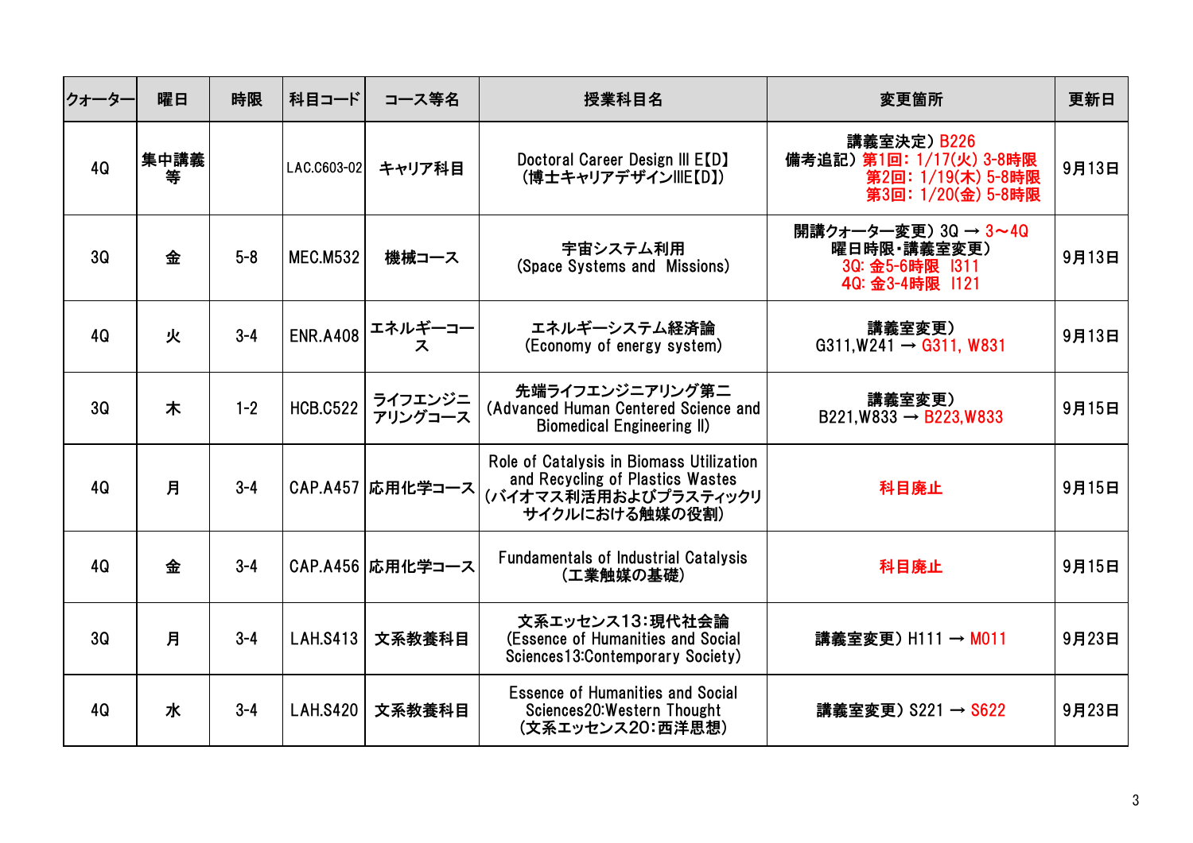| クォーター | 曜日 | 時限 | 科目コード | コース等名 | 授業科目名 | 変更箇所 | 更新日 |
|---|---|---|---|---|---|---|---|
| 4Q | 集中講義等 | | LAC.C603-02 | キャリア科目 | Doctoral Career Design III E【D】<br>(博士キャリアデザインIIIE【D】) | 講義室決定）B226<br>備考追記）第1回：1/17(火) 3-8時限<br>第2回：1/19(木) 5-8時限<br>第3回：1/20(金) 5-8時限 | 9月13日 |
| 3Q | 金 | 5-8 | MEC.M532 | 機械コース | 宇宙システム利用<br>(Space Systems and Missions) | 開講クォーター変更）3Q → 3～4Q<br>曜日時限・講義室変更）<br>3Q: 金5-6時限 I311<br>4Q: 金3-4時限 I121 | 9月13日 |
| 4Q | 火 | 3-4 | ENR.A408 | エネルギーコース | エネルギーシステム経済論<br>(Economy of energy system) | 講義室変更）<br>G311,W241 → G311, W831 | 9月13日 |
| 3Q | 木 | 1-2 | HCB.C522 | ライフエンジニアリングコース | 先端ライフエンジニアリング第二<br>(Advanced Human Centered Science and Biomedical Engineering II) | 講義室変更）<br>B221,W833 → B223,W833 | 9月15日 |
| 4Q | 月 | 3-4 | CAP.A457 | 応用化学コース | Role of Catalysis in Biomass Utilization and Recycling of Plastics Wastes<br>(バイオマス利活用およびプラスティックリサイクルにおける触媒の役割) | 科目廃止 | 9月15日 |
| 4Q | 金 | 3-4 | CAP.A456 | 応用化学コース | Fundamentals of Industrial Catalysis<br>(工業触媒の基礎) | 科目廃止 | 9月15日 |
| 3Q | 月 | 3-4 | LAH.S413 | 文系教養科目 | 文系エッセンス13：現代社会論<br>(Essence of Humanities and Social Sciences13:Contemporary Society) | 講義室変更）H111 → M011 | 9月23日 |
| 4Q | 水 | 3-4 | LAH.S420 | 文系教養科目 | Essence of Humanities and Social Sciences20:Western Thought<br>(文系エッセンス20：西洋思想) | 講義室変更）S221 → S622 | 9月23日 |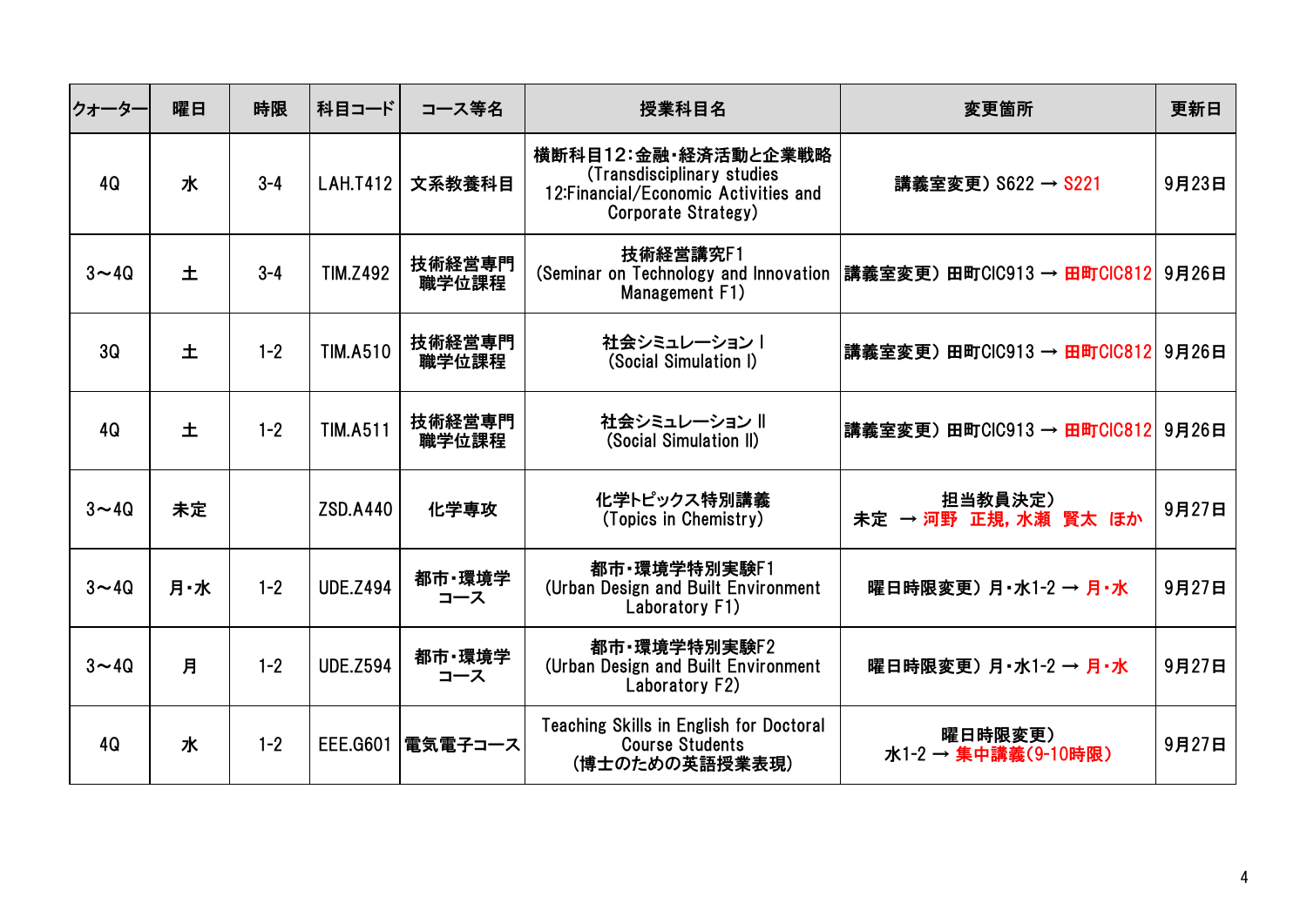| クォーター | 曜日 | 時限 | 科目コード | コース等名 | 授業科目名 | 変更箇所 | 更新日 |
|---|---|---|---|---|---|---|---|
| 4Q | 水 | 3-4 | LAH.T412 | 文系教養科目 | 横断科目12:金融・経済活動と企業戦略 (Transdisciplinary studies 12:Financial/Economic Activities and Corporate Strategy) | 講義室変更) S622 → S221 | 9月23日 |
| 3～4Q | 土 | 3-4 | TIM.Z492 | 技術経営専門職学位課程 | 技術経営講究F1 (Seminar on Technology and Innovation Management F1) | 講義室変更) 田町CIC913 → 田町CIC812 | 9月26日 |
| 3Q | 土 | 1-2 | TIM.A510 | 技術経営専門職学位課程 | 社会シミュレーションⅠ (Social Simulation I) | 講義室変更) 田町CIC913 → 田町CIC812 | 9月26日 |
| 4Q | 土 | 1-2 | TIM.A511 | 技術経営専門職学位課程 | 社会シミュレーションⅡ (Social Simulation II) | 講義室変更) 田町CIC913 → 田町CIC812 | 9月26日 |
| 3～4Q | 未定 | | ZSD.A440 | 化学専攻 | 化学トピックス特別講義 (Topics in Chemistry) | 担当教員決定) 未定 → 河野 正規, 水瀬 賢太 ほか | 9月27日 |
| 3～4Q | 月・水 | 1-2 | UDE.Z494 | 都市・環境学コース | 都市・環境学特別実験F1 (Urban Design and Built Environment Laboratory F1) | 曜日時限変更) 月・水1-2 → 月・水 | 9月27日 |
| 3～4Q | 月 | 1-2 | UDE.Z594 | 都市・環境学コース | 都市・環境学特別実験F2 (Urban Design and Built Environment Laboratory F2) | 曜日時限変更) 月・水1-2 → 月・水 | 9月27日 |
| 4Q | 水 | 1-2 | EEE.G601 | 電気電子コース | Teaching Skills in English for Doctoral Course Students (博士のための英語授業表現) | 曜日時限変更) 水1-2 → 集中講義(9-10時限) | 9月27日 |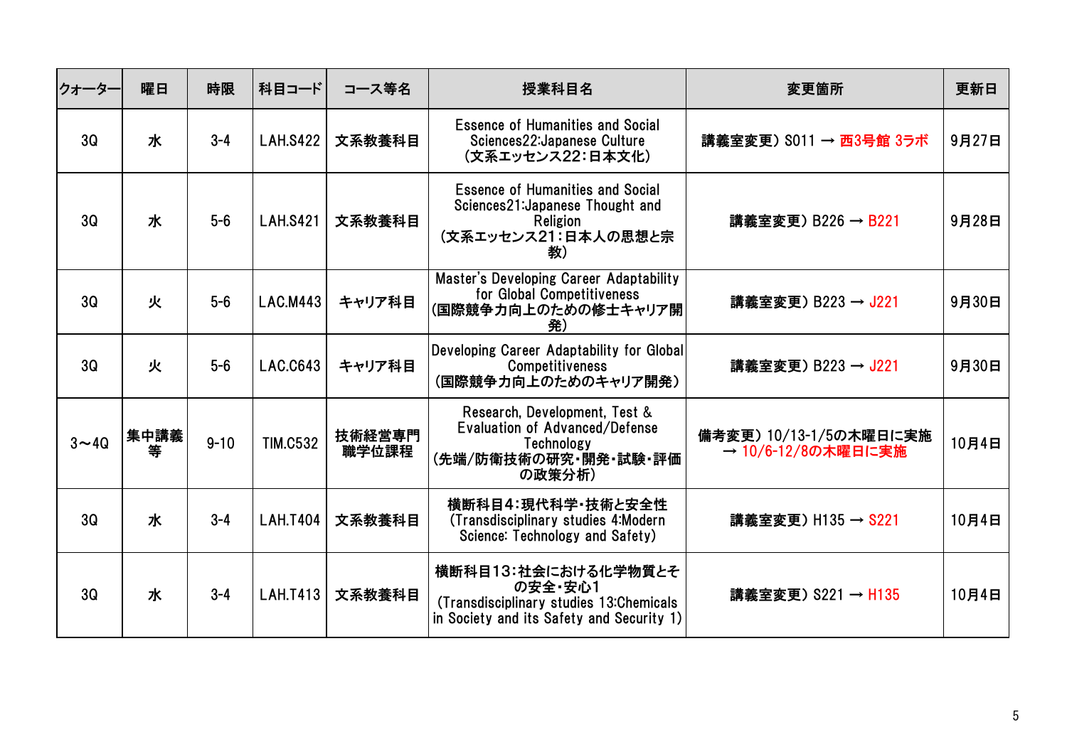| クォーター | 曜日 | 時限 | 科目コード | コース等名 | 授業科目名 | 変更箇所 | 更新日 |
|---|---|---|---|---|---|---|---|
| 3Q | 水 | 3-4 | LAH.S422 | 文系教養科目 | Essence of Humanities and Social Sciences22:Japanese Culture (文系エッセンス22:日本文化) | 講義室変更) S011 → 西3号館 3ラボ | 9月27日 |
| 3Q | 水 | 5-6 | LAH.S421 | 文系教養科目 | Essence of Humanities and Social Sciences21:Japanese Thought and Religion (文系エッセンス21:日本人の思想と宗教) | 講義室変更) B226 → B221 | 9月28日 |
| 3Q | 火 | 5-6 | LAC.M443 | キャリア科目 | Master's Developing Career Adaptability for Global Competitiveness (国際競争力向上のための修士キャリア開発) | 講義室変更) B223 → J221 | 9月30日 |
| 3Q | 火 | 5-6 | LAC.C643 | キャリア科目 | Developing Career Adaptability for Global Competitiveness (国際競争力向上のためのキャリア開発) | 講義室変更) B223 → J221 | 9月30日 |
| 3～4Q | 集中講義等 | 9-10 | TIM.C532 | 技術経営専門職学位課程 | Research, Development, Test & Evaluation of Advanced/Defense Technology (先端/防衛技術の研究・開発・試験・評価の政策分析) | 備考変更) 10/13-1/5の木曜日に実施 → 10/6-12/8の木曜日に実施 | 10月4日 |
| 3Q | 水 | 3-4 | LAH.T404 | 文系教養科目 | 横断科目4:現代科学・技術と安全性 (Transdisciplinary studies 4:Modern Science: Technology and Safety) | 講義室変更) H135 → S221 | 10月4日 |
| 3Q | 水 | 3-4 | LAH.T413 | 文系教養科目 | 横断科目13:社会における化学物質とその安全・安心1 (Transdisciplinary studies 13:Chemicals in Society and its Safety and Security 1) | 講義室変更) S221 → H135 | 10月4日 |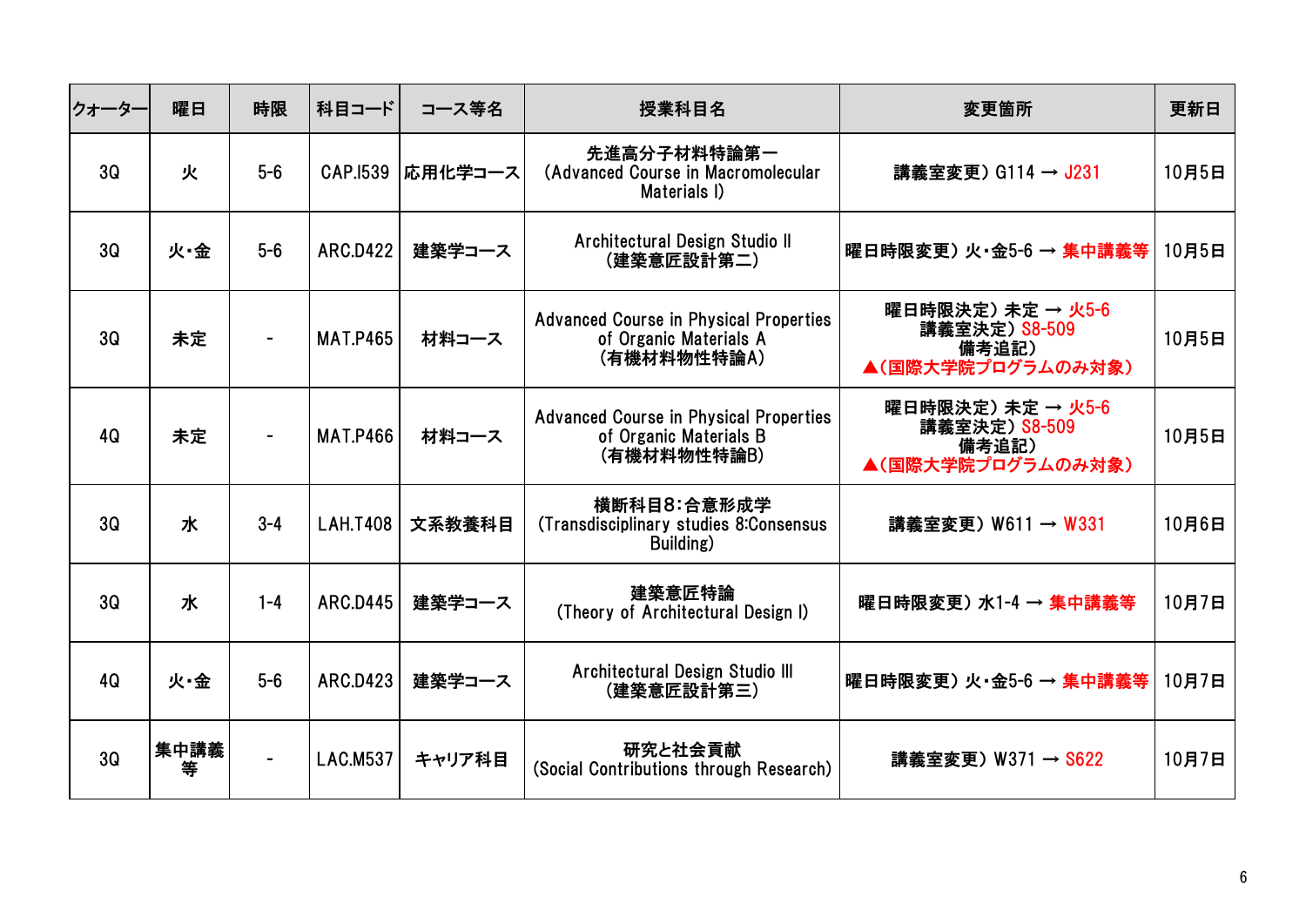| クォーター | 曜日 | 時限 | 科目コード | コース等名 | 授業科目名 | 変更箇所 | 更新日 |
|---|---|---|---|---|---|---|---|
| 3Q | 火 | 5-6 | CAP.I539 | 応用化学コース | 先進高分子材料特論第一<br>(Advanced Course in Macromolecular Materials I) | 講義室変更) G114 → J231 | 10月5日 |
| 3Q | 火・金 | 5-6 | ARC.D422 | 建築学コース | Architectural Design Studio II<br>(建築意匠設計第二) | 曜日時限変更) 火・金5-6 → 集中講義等 | 10月5日 |
| 3Q | 未定 | - | MAT.P465 | 材料コース | Advanced Course in Physical Properties of Organic Materials A<br>(有機材料物性特論A) | 曜日時限決定) 未定 → 火5-6<br>講義室決定) S8-509<br>備考追記)<br>▲(国際大学院プログラムのみ対象) | 10月5日 |
| 4Q | 未定 | - | MAT.P466 | 材料コース | Advanced Course in Physical Properties of Organic Materials B<br>(有機材料物性特論B) | 曜日時限決定) 未定 → 火5-6<br>講義室決定) S8-509<br>備考追記)<br>▲(国際大学院プログラムのみ対象) | 10月5日 |
| 3Q | 水 | 3-4 | LAH.T408 | 文系教養科目 | 横断科目8:合意形成学<br>(Transdisciplinary studies 8:Consensus Building) | 講義室変更) W611 → W331 | 10月6日 |
| 3Q | 水 | 1-4 | ARC.D445 | 建築学コース | 建築意匠特論<br>(Theory of Architectural Design I) | 曜日時限変更) 水1-4 → 集中講義等 | 10月7日 |
| 4Q | 火・金 | 5-6 | ARC.D423 | 建築学コース | Architectural Design Studio III<br>(建築意匠設計第三) | 曜日時限変更) 火・金5-6 → 集中講義等 | 10月7日 |
| 3Q | 集中講義等 | - | LAC.M537 | キャリア科目 | 研究と社会貢献<br>(Social Contributions through Research) | 講義室変更) W371 → S622 | 10月7日 |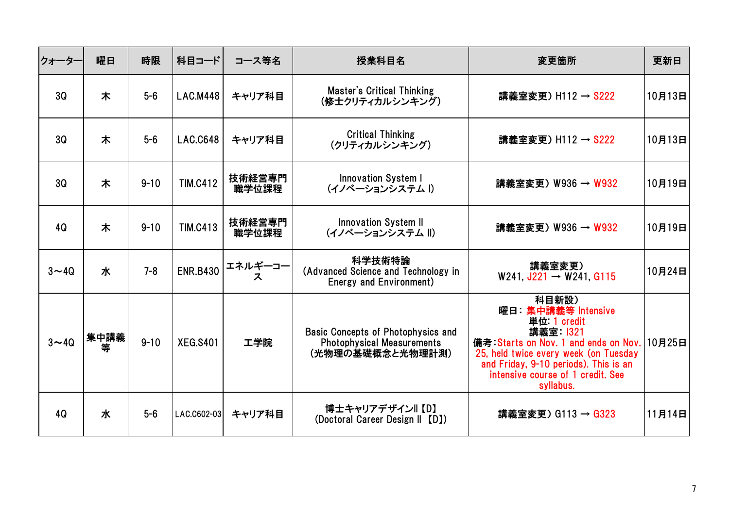| クォーター | 曜日 | 時限 | 科目コード | コース等名 | 授業科目名 | 変更箇所 | 更新日 |
|---|---|---|---|---|---|---|---|
| 3Q | 木 | 5-6 | LAC.M448 | キャリア科目 | Master's Critical Thinking<br>(修士クリティカルシンキング) | 講義室変更) H112 → S222 | 10月13日 |
| 3Q | 木 | 5-6 | LAC.C648 | キャリア科目 | Critical Thinking<br>(クリティカルシンキング) | 講義室変更) H112 → S222 | 10月13日 |
| 3Q | 木 | 9-10 | TIM.C412 | 技術経営専門職学位課程 | Innovation System I<br>(イノベーションシステム I) | 講義室変更) W936 → W932 | 10月19日 |
| 4Q | 木 | 9-10 | TIM.C413 | 技術経営専門職学位課程 | Innovation System II<br>(イノベーションシステム II) | 講義室変更) W936 → W932 | 10月19日 |
| 3～4Q | 水 | 7-8 | ENR.B430 | エネルギーコース | 科学技術特論<br>(Advanced Science and Technology in Energy and Environment) | 講義室変更)<br>W241, J221 → W241, G115 | 10月24日 |
| 3～4Q | 集中講義等 | 9-10 | XEG.S401 | 工学院 | Basic Concepts of Photophysics and Photophysical Measurements<br>(光物理の基礎概念と光物理計測) | 科目新設)<br>曜日：集中講義等 Intensive<br>単位: 1 credit<br>講義室: I321<br>備考:Starts on Nov. 1 and ends on Nov. 25, held twice every week (on Tuesday and Friday, 9-10 periods). This is an intensive course of 1 credit. See syllabus. | 10月25日 |
| 4Q | 水 | 5-6 | LAC.C602-03 | キャリア科目 | 博士キャリアデザインII【D】<br>(Doctoral Career Design II 【D】) | 講義室変更) G113 → G323 | 11月14日 |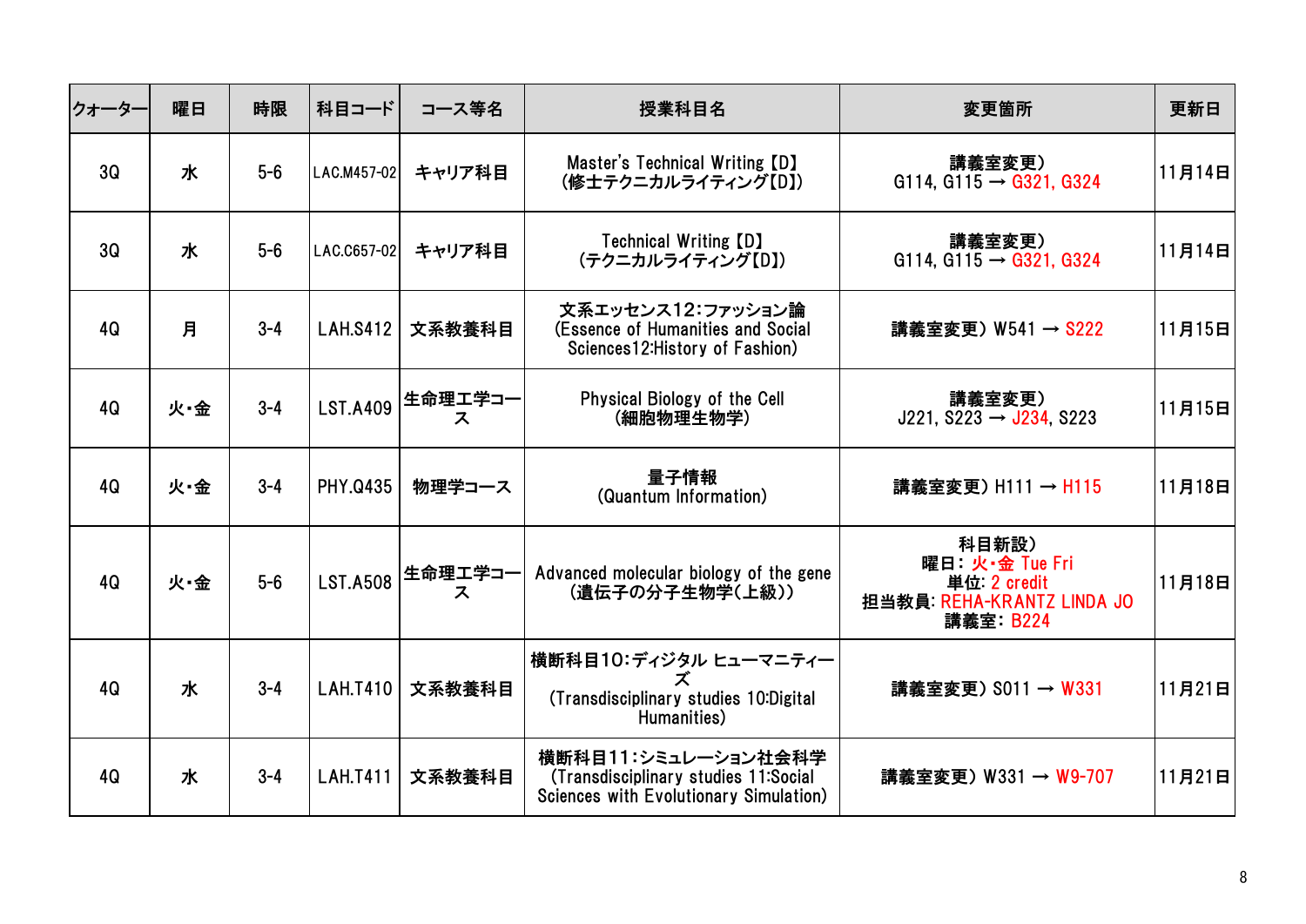| クォーター | 曜日 | 時限 | 科目コード | コース等名 | 授業科目名 | 変更箇所 | 更新日 |
|---|---|---|---|---|---|---|---|
| 3Q | 水 | 5-6 | LAC.M457-02 | キャリア科目 | Master's Technical Writing【D】<br>(修士テクニカルライティング【D】) | 講義室変更)<br>G114, G115 → G321, G324 | 11月14日 |
| 3Q | 水 | 5-6 | LAC.C657-02 | キャリア科目 | Technical Writing【D】<br>(テクニカルライティング【D】) | 講義室変更)<br>G114, G115 → G321, G324 | 11月14日 |
| 4Q | 月 | 3-4 | LAH.S412 | 文系教養科目 | 文系エッセンス12:ファッション論<br>(Essence of Humanities and Social Sciences12:History of Fashion) | 講義室変更) W541 → S222 | 11月15日 |
| 4Q | 火・金 | 3-4 | LST.A409 | 生命理工学コース | Physical Biology of the Cell<br>(細胞物理生物学) | 講義室変更)<br>J221, S223 → J234, S223 | 11月15日 |
| 4Q | 火・金 | 3-4 | PHY.Q435 | 物理学コース | 量子情報<br>(Quantum Information) | 講義室変更) H111 → H115 | 11月18日 |
| 4Q | 火・金 | 5-6 | LST.A508 | 生命理工学コース | Advanced molecular biology of the gene<br>(遺伝子の分子生物学(上級)) | 科目新設)<br>曜日: 火・金 Tue Fri<br>単位: 2 credit<br>担当教員: REHA-KRANTZ LINDA JO<br>講義室: B224 | 11月18日 |
| 4Q | 水 | 3-4 | LAH.T410 | 文系教養科目 | 横断科目10:ディジタル ヒューマニティーズ<br>(Transdisciplinary studies 10:Digital Humanities) | 講義室変更) S011 → W331 | 11月21日 |
| 4Q | 水 | 3-4 | LAH.T411 | 文系教養科目 | 横断科目11:シミュレーション社会科学<br>(Transdisciplinary studies 11:Social Sciences with Evolutionary Simulation) | 講義室変更) W331 → W9-707 | 11月21日 |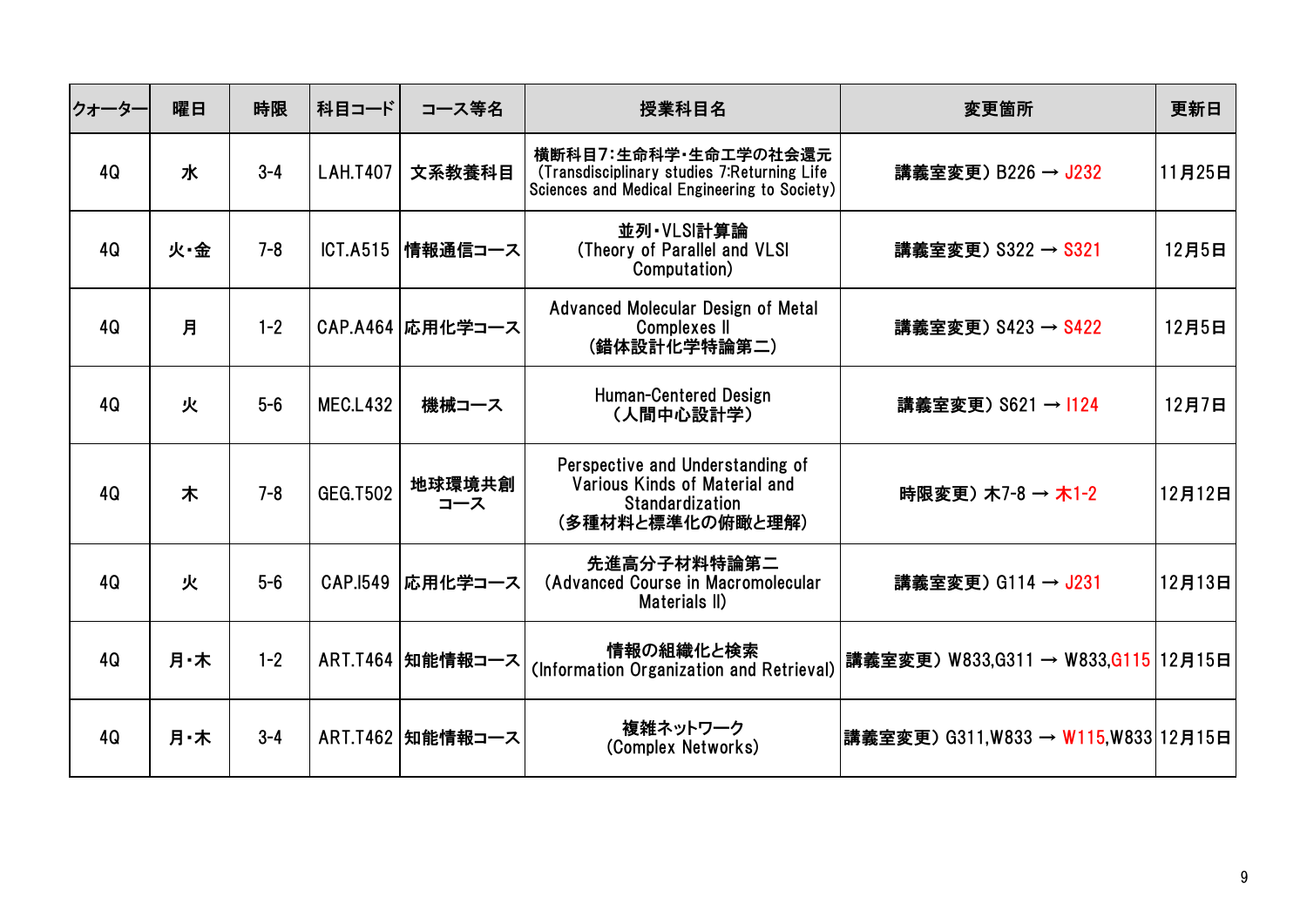| クォーター | 曜日 | 時限 | 科目コード | コース等名 | 授業科目名 | 変更箇所 | 更新日 |
|---|---|---|---|---|---|---|---|
| 4Q | 水 | 3-4 | LAH.T407 | 文系教養科目 | 横断科目7:生命科学・生命工学の社会還元 (Transdisciplinary studies 7:Returning Life Sciences and Medical Engineering to Society) | 講義室変更) B226 → J232 | 11月25日 |
| 4Q | 火・金 | 7-8 | ICT.A515 | 情報通信コース | 並列・VLSI計算論 (Theory of Parallel and VLSI Computation) | 講義室変更) S322 → S321 | 12月5日 |
| 4Q | 月 | 1-2 | CAP.A464 | 応用化学コース | Advanced Molecular Design of Metal Complexes II (錯体設計化学特論第二) | 講義室変更) S423 → S422 | 12月5日 |
| 4Q | 火 | 5-6 | MEC.L432 | 機械コース | Human-Centered Design (人間中心設計学) | 講義室変更) S621 → I124 | 12月7日 |
| 4Q | 木 | 7-8 | GEG.T502 | 地球環境共創コース | Perspective and Understanding of Various Kinds of Material and Standardization (多種材料と標準化の俯瞰と理解) | 時限変更) 木7-8 → 木1-2 | 12月12日 |
| 4Q | 火 | 5-6 | CAP.I549 | 応用化学コース | 先進高分子材料特論第二 (Advanced Course in Macromolecular Materials II) | 講義室変更) G114 → J231 | 12月13日 |
| 4Q | 月・木 | 1-2 | ART.T464 | 知能情報コース | 情報の組織化と検索 (Information Organization and Retrieval) | 講義室変更) W833,G311 → W833,G115 | 12月15日 |
| 4Q | 月・木 | 3-4 | ART.T462 | 知能情報コース | 複雑ネットワーク (Complex Networks) | 講義室変更) G311,W833 → W115,W833 | 12月15日 |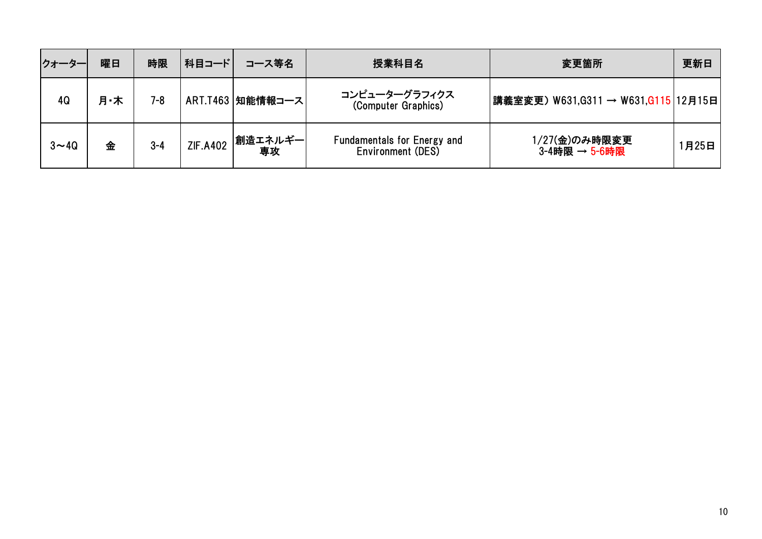| クォーター | 曜日 | 時限 | 科目コード | コース等名 | 授業科目名 | 変更箇所 | 更新日 |
|---|---|---|---|---|---|---|---|
| 4Q | 月・木 | 7-8 | ART.T463 | 知能情報コース | コンピューターグラフィクス (Computer Graphics) | 講義室変更）W631,G311 → W631,G115 | 12月15日 |
| 3～4Q | 金 | 3-4 | ZIF.A402 | 創造エネルギー専攻 | Fundamentals for Energy and Environment (DES) | 1/27(金)のみ時限変更 3-4時限 → 5-6時限 | 1月25日 |